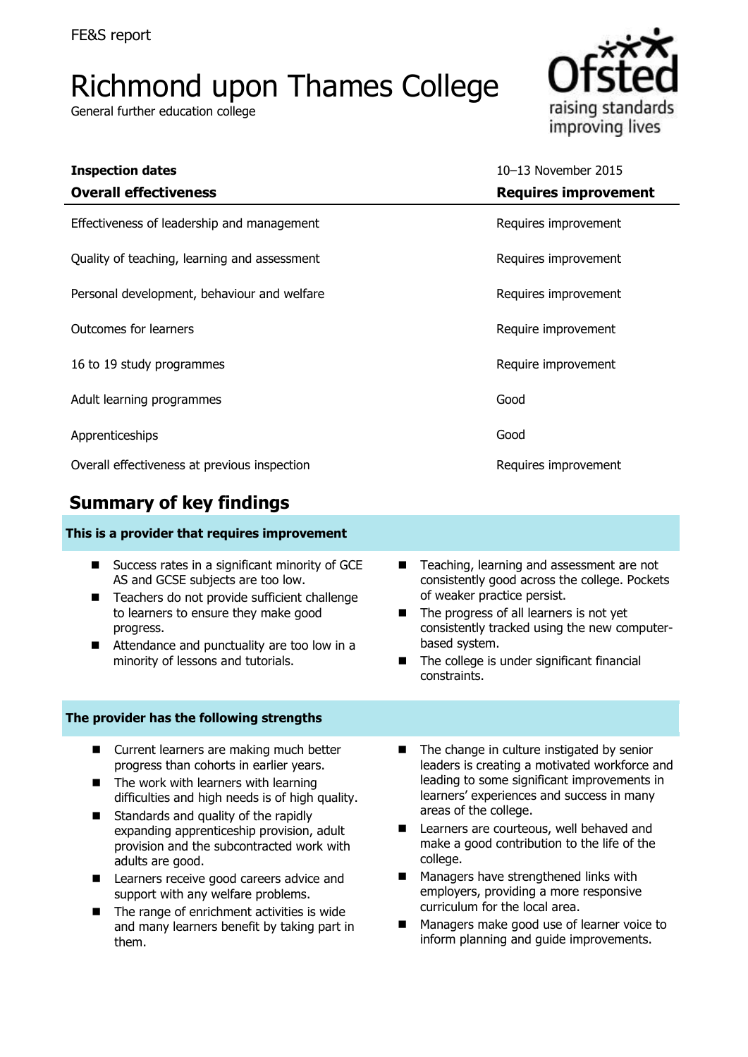FE&S report

# Richmond upon Thames College

General further education college

| Inspection dates | 10–13 November 2015 |
|---|---|
| **Overall effectiveness** | **Requires improvement** |
| Effectiveness of leadership and management | Requires improvement |
| Quality of teaching, learning and assessment | Requires improvement |
| Personal development, behaviour and welfare | Requires improvement |
| Outcomes for learners | Require improvement |
| 16 to 19 study programmes | Require improvement |
| Adult learning programmes | Good |
| Apprenticeships | Good |
| Overall effectiveness at previous inspection | Requires improvement |

## Summary of key findings

### This is a provider that requires improvement

- Success rates in a significant minority of GCE AS and GCSE subjects are too low.
- Teachers do not provide sufficient challenge to learners to ensure they make good progress.
- Attendance and punctuality are too low in a minority of lessons and tutorials.
- Teaching, learning and assessment are not consistently good across the college. Pockets of weaker practice persist.
- The progress of all learners is not yet consistently tracked using the new computer-based system.
- The college is under significant financial constraints.

### The provider has the following strengths

- Current learners are making much better progress than cohorts in earlier years.
- The work with learners with learning difficulties and high needs is of high quality.
- Standards and quality of the rapidly expanding apprenticeship provision, adult provision and the subcontracted work with adults are good.
- Learners receive good careers advice and support with any welfare problems.
- The range of enrichment activities is wide and many learners benefit by taking part in them.
- The change in culture instigated by senior leaders is creating a motivated workforce and leading to some significant improvements in learners' experiences and success in many areas of the college.
- Learners are courteous, well behaved and make a good contribution to the life of the college.
- Managers have strengthened links with employers, providing a more responsive curriculum for the local area.
- Managers make good use of learner voice to inform planning and guide improvements.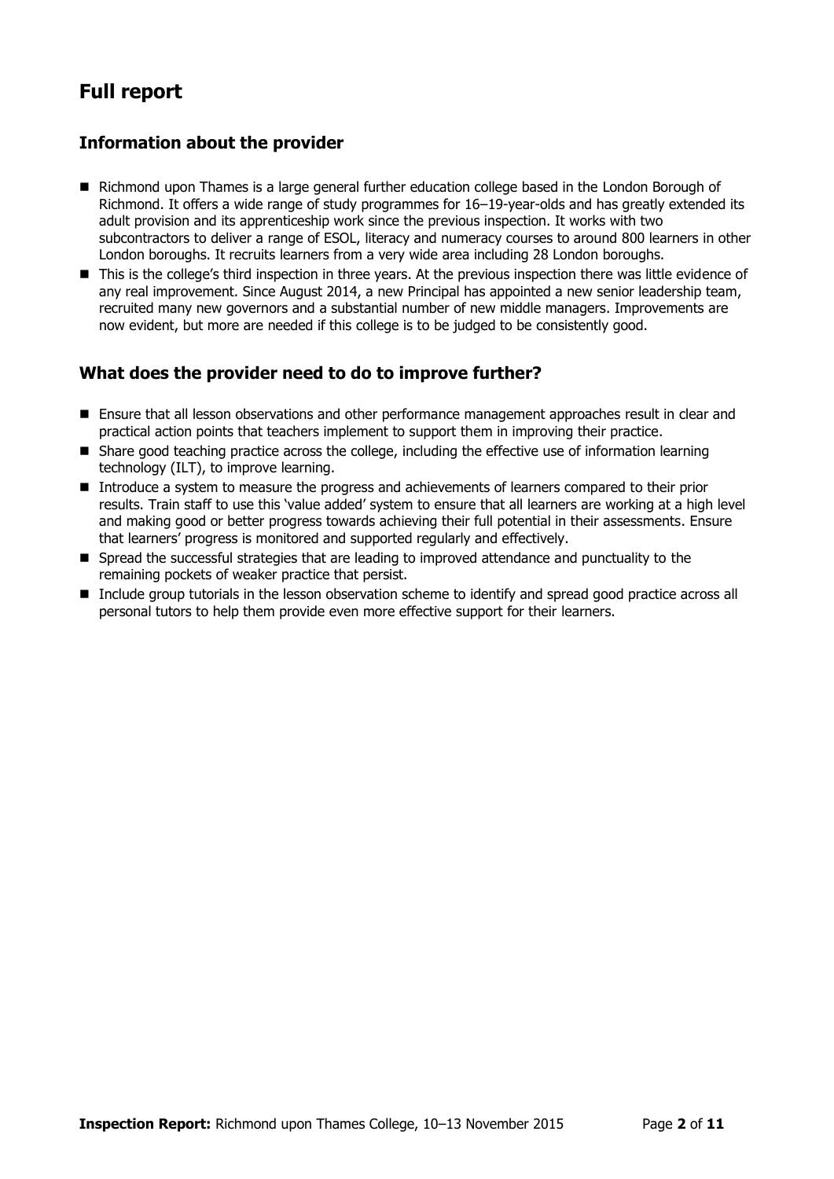# Full report

## Information about the provider

- Richmond upon Thames is a large general further education college based in the London Borough of Richmond. It offers a wide range of study programmes for 16–19-year-olds and has greatly extended its adult provision and its apprenticeship work since the previous inspection. It works with two subcontractors to deliver a range of ESOL, literacy and numeracy courses to around 800 learners in other London boroughs. It recruits learners from a very wide area including 28 London boroughs.
- This is the college's third inspection in three years. At the previous inspection there was little evidence of any real improvement. Since August 2014, a new Principal has appointed a new senior leadership team, recruited many new governors and a substantial number of new middle managers. Improvements are now evident, but more are needed if this college is to be judged to be consistently good.

## What does the provider need to do to improve further?

- Ensure that all lesson observations and other performance management approaches result in clear and practical action points that teachers implement to support them in improving their practice.
- Share good teaching practice across the college, including the effective use of information learning technology (ILT), to improve learning.
- Introduce a system to measure the progress and achievements of learners compared to their prior results. Train staff to use this 'value added' system to ensure that all learners are working at a high level and making good or better progress towards achieving their full potential in their assessments. Ensure that learners' progress is monitored and supported regularly and effectively.
- Spread the successful strategies that are leading to improved attendance and punctuality to the remaining pockets of weaker practice that persist.
- Include group tutorials in the lesson observation scheme to identify and spread good practice across all personal tutors to help them provide even more effective support for their learners.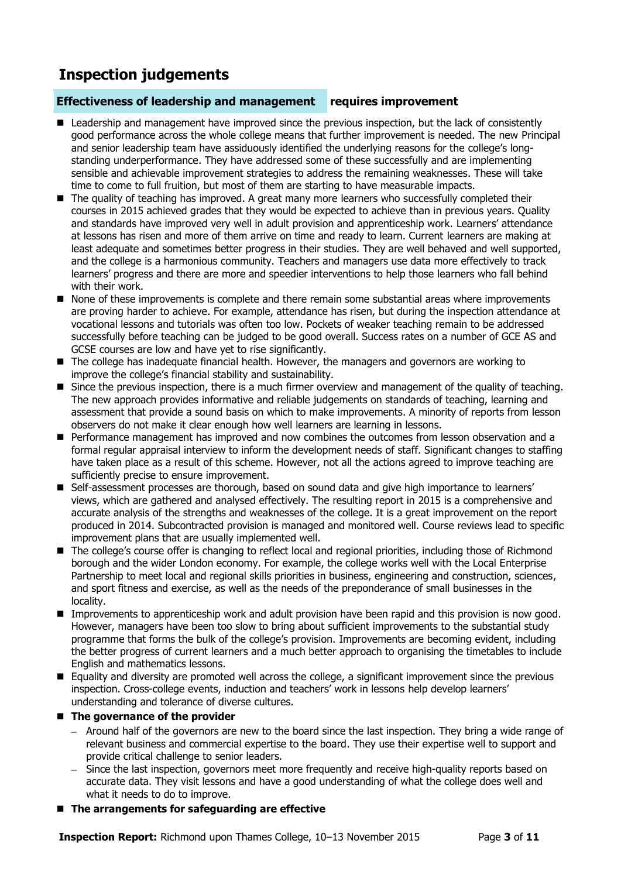# Inspection judgements

## Effectiveness of leadership and management requires improvement

- Leadership and management have improved since the previous inspection, but the lack of consistently good performance across the whole college means that further improvement is needed. The new Principal and senior leadership team have assiduously identified the underlying reasons for the college's long-standing underperformance. They have addressed some of these successfully and are implementing sensible and achievable improvement strategies to address the remaining weaknesses. These will take time to come to full fruition, but most of them are starting to have measurable impacts.
- The quality of teaching has improved. A great many more learners who successfully completed their courses in 2015 achieved grades that they would be expected to achieve than in previous years. Quality and standards have improved very well in adult provision and apprenticeship work. Learners' attendance at lessons has risen and more of them arrive on time and ready to learn. Current learners are making at least adequate and sometimes better progress in their studies. They are well behaved and well supported, and the college is a harmonious community. Teachers and managers use data more effectively to track learners' progress and there are more and speedier interventions to help those learners who fall behind with their work.
- None of these improvements is complete and there remain some substantial areas where improvements are proving harder to achieve. For example, attendance has risen, but during the inspection attendance at vocational lessons and tutorials was often too low. Pockets of weaker teaching remain to be addressed successfully before teaching can be judged to be good overall. Success rates on a number of GCE AS and GCSE courses are low and have yet to rise significantly.
- The college has inadequate financial health. However, the managers and governors are working to improve the college's financial stability and sustainability.
- Since the previous inspection, there is a much firmer overview and management of the quality of teaching. The new approach provides informative and reliable judgements on standards of teaching, learning and assessment that provide a sound basis on which to make improvements. A minority of reports from lesson observers do not make it clear enough how well learners are learning in lessons.
- Performance management has improved and now combines the outcomes from lesson observation and a formal regular appraisal interview to inform the development needs of staff. Significant changes to staffing have taken place as a result of this scheme. However, not all the actions agreed to improve teaching are sufficiently precise to ensure improvement.
- Self-assessment processes are thorough, based on sound data and give high importance to learners' views, which are gathered and analysed effectively. The resulting report in 2015 is a comprehensive and accurate analysis of the strengths and weaknesses of the college. It is a great improvement on the report produced in 2014. Subcontracted provision is managed and monitored well. Course reviews lead to specific improvement plans that are usually implemented well.
- The college's course offer is changing to reflect local and regional priorities, including those of Richmond borough and the wider London economy. For example, the college works well with the Local Enterprise Partnership to meet local and regional skills priorities in business, engineering and construction, sciences, and sport fitness and exercise, as well as the needs of the preponderance of small businesses in the locality.
- Improvements to apprenticeship work and adult provision have been rapid and this provision is now good. However, managers have been too slow to bring about sufficient improvements to the substantial study programme that forms the bulk of the college's provision. Improvements are becoming evident, including the better progress of current learners and a much better approach to organising the timetables to include English and mathematics lessons.
- Equality and diversity are promoted well across the college, a significant improvement since the previous inspection. Cross-college events, induction and teachers' work in lessons help develop learners' understanding and tolerance of diverse cultures.
- **The governance of the provider**
  - Around half of the governors are new to the board since the last inspection. They bring a wide range of relevant business and commercial expertise to the board. They use their expertise well to support and provide critical challenge to senior leaders.
  - Since the last inspection, governors meet more frequently and receive high-quality reports based on accurate data. They visit lessons and have a good understanding of what the college does well and what it needs to do to improve.
- **The arrangements for safeguarding are effective**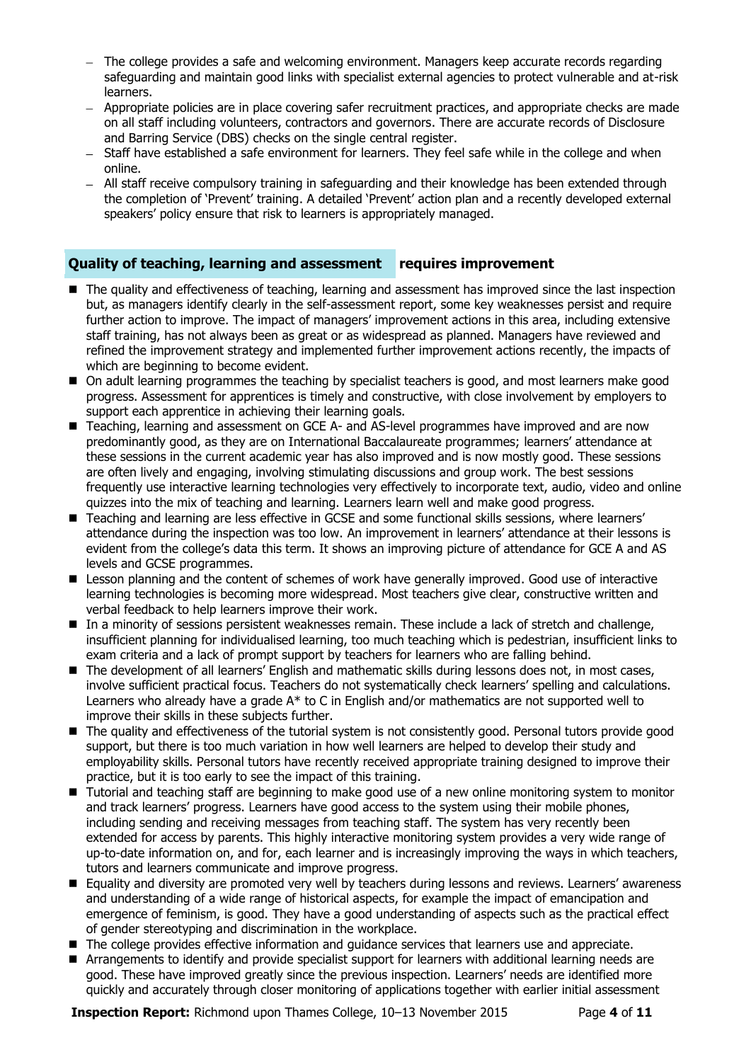- The college provides a safe and welcoming environment. Managers keep accurate records regarding safeguarding and maintain good links with specialist external agencies to protect vulnerable and at-risk learners.
- Appropriate policies are in place covering safer recruitment practices, and appropriate checks are made on all staff including volunteers, contractors and governors. There are accurate records of Disclosure and Barring Service (DBS) checks on the single central register.
- Staff have established a safe environment for learners. They feel safe while in the college and when online.
- All staff receive compulsory training in safeguarding and their knowledge has been extended through the completion of 'Prevent' training. A detailed 'Prevent' action plan and a recently developed external speakers' policy ensure that risk to learners is appropriately managed.

## Quality of teaching, learning and assessment **requires improvement**

- The quality and effectiveness of teaching, learning and assessment has improved since the last inspection but, as managers identify clearly in the self-assessment report, some key weaknesses persist and require further action to improve. The impact of managers' improvement actions in this area, including extensive staff training, has not always been as great or as widespread as planned. Managers have reviewed and refined the improvement strategy and implemented further improvement actions recently, the impacts of which are beginning to become evident.
- On adult learning programmes the teaching by specialist teachers is good, and most learners make good progress. Assessment for apprentices is timely and constructive, with close involvement by employers to support each apprentice in achieving their learning goals.
- Teaching, learning and assessment on GCE A- and AS-level programmes have improved and are now predominantly good, as they are on International Baccalaureate programmes; learners' attendance at these sessions in the current academic year has also improved and is now mostly good. These sessions are often lively and engaging, involving stimulating discussions and group work. The best sessions frequently use interactive learning technologies very effectively to incorporate text, audio, video and online quizzes into the mix of teaching and learning. Learners learn well and make good progress.
- Teaching and learning are less effective in GCSE and some functional skills sessions, where learners' attendance during the inspection was too low. An improvement in learners' attendance at their lessons is evident from the college's data this term. It shows an improving picture of attendance for GCE A and AS levels and GCSE programmes.
- Lesson planning and the content of schemes of work have generally improved. Good use of interactive learning technologies is becoming more widespread. Most teachers give clear, constructive written and verbal feedback to help learners improve their work.
- In a minority of sessions persistent weaknesses remain. These include a lack of stretch and challenge, insufficient planning for individualised learning, too much teaching which is pedestrian, insufficient links to exam criteria and a lack of prompt support by teachers for learners who are falling behind.
- The development of all learners' English and mathematic skills during lessons does not, in most cases, involve sufficient practical focus. Teachers do not systematically check learners' spelling and calculations. Learners who already have a grade A* to C in English and/or mathematics are not supported well to improve their skills in these subjects further.
- The quality and effectiveness of the tutorial system is not consistently good. Personal tutors provide good support, but there is too much variation in how well learners are helped to develop their study and employability skills. Personal tutors have recently received appropriate training designed to improve their practice, but it is too early to see the impact of this training.
- Tutorial and teaching staff are beginning to make good use of a new online monitoring system to monitor and track learners' progress. Learners have good access to the system using their mobile phones, including sending and receiving messages from teaching staff. The system has very recently been extended for access by parents. This highly interactive monitoring system provides a very wide range of up-to-date information on, and for, each learner and is increasingly improving the ways in which teachers, tutors and learners communicate and improve progress.
- Equality and diversity are promoted very well by teachers during lessons and reviews. Learners' awareness and understanding of a wide range of historical aspects, for example the impact of emancipation and emergence of feminism, is good. They have a good understanding of aspects such as the practical effect of gender stereotyping and discrimination in the workplace.
- The college provides effective information and guidance services that learners use and appreciate.
- Arrangements to identify and provide specialist support for learners with additional learning needs are good. These have improved greatly since the previous inspection. Learners' needs are identified more quickly and accurately through closer monitoring of applications together with earlier initial assessment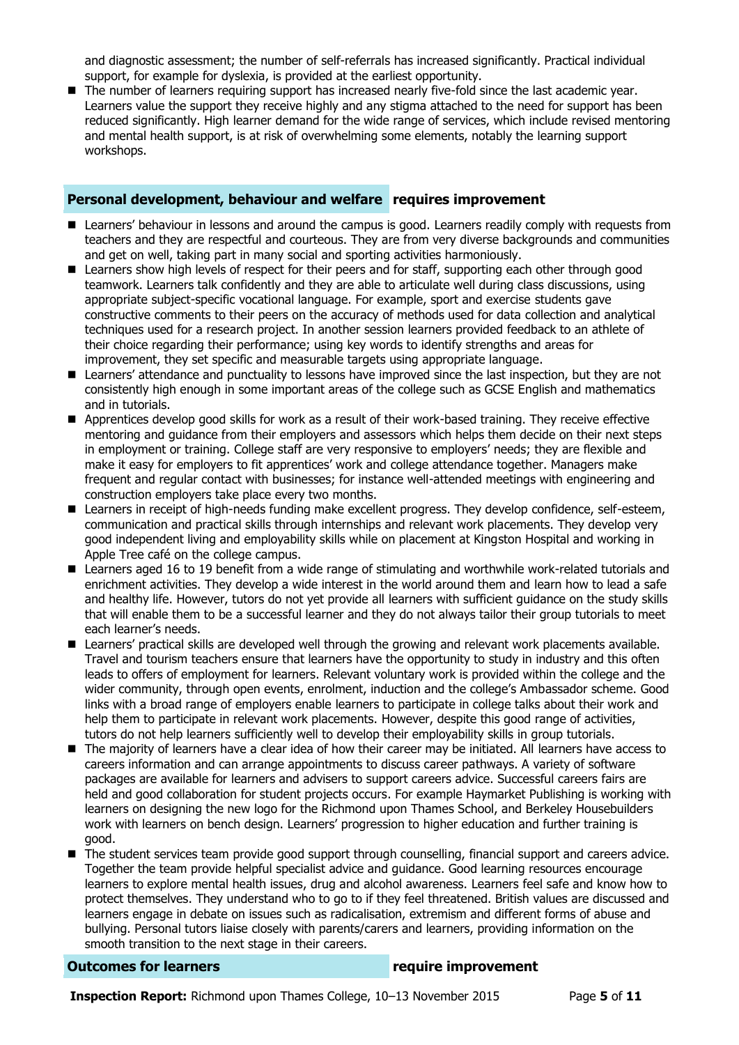and diagnostic assessment; the number of self-referrals has increased significantly. Practical individual support, for example for dyslexia, is provided at the earliest opportunity.

- The number of learners requiring support has increased nearly five-fold since the last academic year. Learners value the support they receive highly and any stigma attached to the need for support has been reduced significantly. High learner demand for the wide range of services, which include revised mentoring and mental health support, is at risk of overwhelming some elements, notably the learning support workshops.

## Personal development, behaviour and welfare requires improvement

- Learners' behaviour in lessons and around the campus is good. Learners readily comply with requests from teachers and they are respectful and courteous. They are from very diverse backgrounds and communities and get on well, taking part in many social and sporting activities harmoniously.
- Learners show high levels of respect for their peers and for staff, supporting each other through good teamwork. Learners talk confidently and they are able to articulate well during class discussions, using appropriate subject-specific vocational language. For example, sport and exercise students gave constructive comments to their peers on the accuracy of methods used for data collection and analytical techniques used for a research project. In another session learners provided feedback to an athlete of their choice regarding their performance; using key words to identify strengths and areas for improvement, they set specific and measurable targets using appropriate language.
- Learners' attendance and punctuality to lessons have improved since the last inspection, but they are not consistently high enough in some important areas of the college such as GCSE English and mathematics and in tutorials.
- Apprentices develop good skills for work as a result of their work-based training. They receive effective mentoring and guidance from their employers and assessors which helps them decide on their next steps in employment or training. College staff are very responsive to employers' needs; they are flexible and make it easy for employers to fit apprentices' work and college attendance together. Managers make frequent and regular contact with businesses; for instance well-attended meetings with engineering and construction employers take place every two months.
- Learners in receipt of high-needs funding make excellent progress. They develop confidence, self-esteem, communication and practical skills through internships and relevant work placements. They develop very good independent living and employability skills while on placement at Kingston Hospital and working in Apple Tree café on the college campus.
- Learners aged 16 to 19 benefit from a wide range of stimulating and worthwhile work-related tutorials and enrichment activities. They develop a wide interest in the world around them and learn how to lead a safe and healthy life. However, tutors do not yet provide all learners with sufficient guidance on the study skills that will enable them to be a successful learner and they do not always tailor their group tutorials to meet each learner's needs.
- Learners' practical skills are developed well through the growing and relevant work placements available. Travel and tourism teachers ensure that learners have the opportunity to study in industry and this often leads to offers of employment for learners. Relevant voluntary work is provided within the college and the wider community, through open events, enrolment, induction and the college's Ambassador scheme. Good links with a broad range of employers enable learners to participate in college talks about their work and help them to participate in relevant work placements. However, despite this good range of activities, tutors do not help learners sufficiently well to develop their employability skills in group tutorials.
- The majority of learners have a clear idea of how their career may be initiated. All learners have access to careers information and can arrange appointments to discuss career pathways. A variety of software packages are available for learners and advisers to support careers advice. Successful careers fairs are held and good collaboration for student projects occurs. For example Haymarket Publishing is working with learners on designing the new logo for the Richmond upon Thames School, and Berkeley Housebuilders work with learners on bench design. Learners' progression to higher education and further training is good.
- The student services team provide good support through counselling, financial support and careers advice. Together the team provide helpful specialist advice and guidance. Good learning resources encourage learners to explore mental health issues, drug and alcohol awareness. Learners feel safe and know how to protect themselves. They understand who to go to if they feel threatened. British values are discussed and learners engage in debate on issues such as radicalisation, extremism and different forms of abuse and bullying. Personal tutors liaise closely with parents/carers and learners, providing information on the smooth transition to the next stage in their careers.

## Outcomes for learners require improvement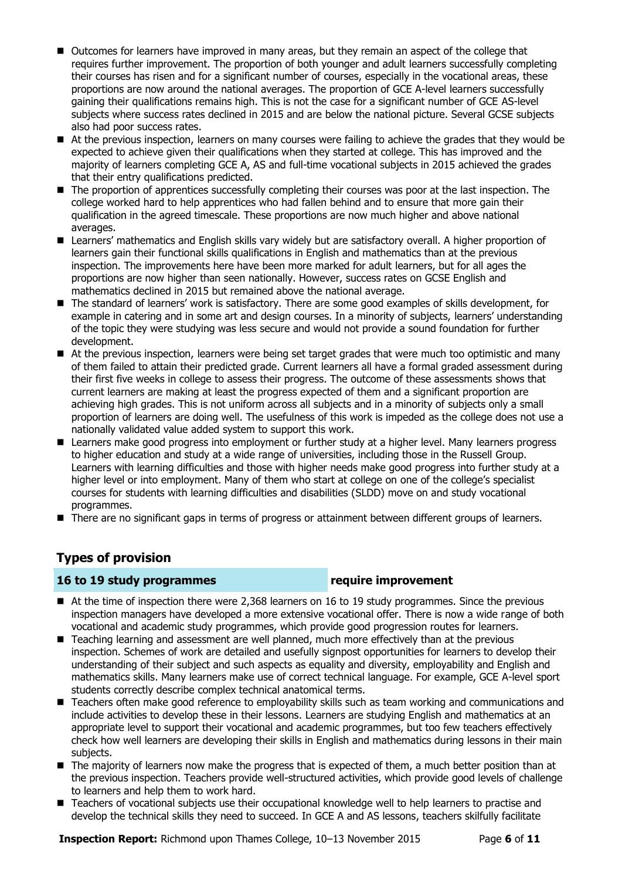- Outcomes for learners have improved in many areas, but they remain an aspect of the college that requires further improvement. The proportion of both younger and adult learners successfully completing their courses has risen and for a significant number of courses, especially in the vocational areas, these proportions are now around the national averages. The proportion of GCE A-level learners successfully gaining their qualifications remains high. This is not the case for a significant number of GCE AS-level subjects where success rates declined in 2015 and are below the national picture. Several GCSE subjects also had poor success rates.
- At the previous inspection, learners on many courses were failing to achieve the grades that they would be expected to achieve given their qualifications when they started at college. This has improved and the majority of learners completing GCE A, AS and full-time vocational subjects in 2015 achieved the grades that their entry qualifications predicted.
- The proportion of apprentices successfully completing their courses was poor at the last inspection. The college worked hard to help apprentices who had fallen behind and to ensure that more gain their qualification in the agreed timescale. These proportions are now much higher and above national averages.
- Learners' mathematics and English skills vary widely but are satisfactory overall. A higher proportion of learners gain their functional skills qualifications in English and mathematics than at the previous inspection. The improvements here have been more marked for adult learners, but for all ages the proportions are now higher than seen nationally. However, success rates on GCSE English and mathematics declined in 2015 but remained above the national average.
- The standard of learners' work is satisfactory. There are some good examples of skills development, for example in catering and in some art and design courses. In a minority of subjects, learners' understanding of the topic they were studying was less secure and would not provide a sound foundation for further development.
- At the previous inspection, learners were being set target grades that were much too optimistic and many of them failed to attain their predicted grade. Current learners all have a formal graded assessment during their first five weeks in college to assess their progress. The outcome of these assessments shows that current learners are making at least the progress expected of them and a significant proportion are achieving high grades. This is not uniform across all subjects and in a minority of subjects only a small proportion of learners are doing well. The usefulness of this work is impeded as the college does not use a nationally validated value added system to support this work.
- Learners make good progress into employment or further study at a higher level. Many learners progress to higher education and study at a wide range of universities, including those in the Russell Group. Learners with learning difficulties and those with higher needs make good progress into further study at a higher level or into employment. Many of them who start at college on one of the college's specialist courses for students with learning difficulties and disabilities (SLDD) move on and study vocational programmes.
- There are no significant gaps in terms of progress or attainment between different groups of learners.

## Types of provision

### 16 to 19 study programmes — require improvement

- At the time of inspection there were 2,368 learners on 16 to 19 study programmes. Since the previous inspection managers have developed a more extensive vocational offer. There is now a wide range of both vocational and academic study programmes, which provide good progression routes for learners.
- Teaching learning and assessment are well planned, much more effectively than at the previous inspection. Schemes of work are detailed and usefully signpost opportunities for learners to develop their understanding of their subject and such aspects as equality and diversity, employability and English and mathematics skills. Many learners make use of correct technical language. For example, GCE A-level sport students correctly describe complex technical anatomical terms.
- Teachers often make good reference to employability skills such as team working and communications and include activities to develop these in their lessons. Learners are studying English and mathematics at an appropriate level to support their vocational and academic programmes, but too few teachers effectively check how well learners are developing their skills in English and mathematics during lessons in their main subjects.
- The majority of learners now make the progress that is expected of them, a much better position than at the previous inspection. Teachers provide well-structured activities, which provide good levels of challenge to learners and help them to work hard.
- Teachers of vocational subjects use their occupational knowledge well to help learners to practise and develop the technical skills they need to succeed. In GCE A and AS lessons, teachers skilfully facilitate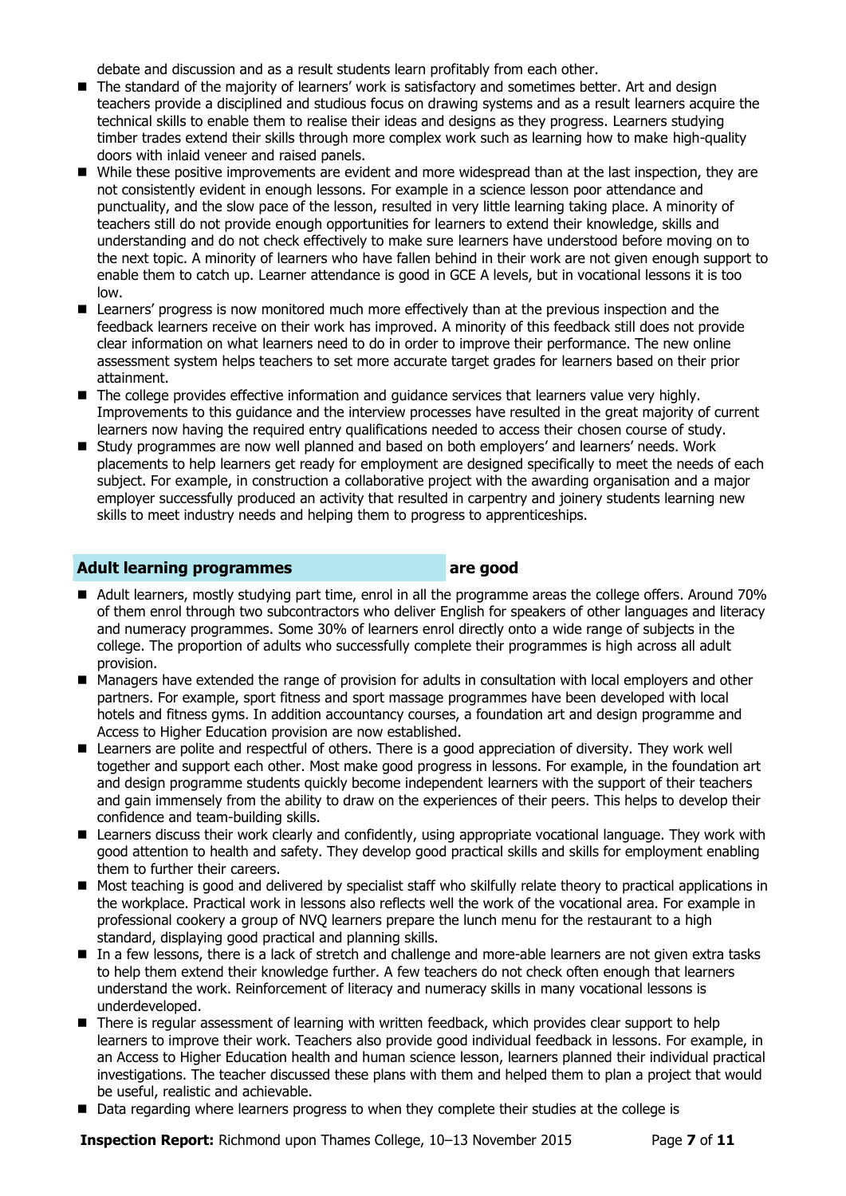debate and discussion and as a result students learn profitably from each other.

- The standard of the majority of learners' work is satisfactory and sometimes better. Art and design teachers provide a disciplined and studious focus on drawing systems and as a result learners acquire the technical skills to enable them to realise their ideas and designs as they progress. Learners studying timber trades extend their skills through more complex work such as learning how to make high-quality doors with inlaid veneer and raised panels.
- While these positive improvements are evident and more widespread than at the last inspection, they are not consistently evident in enough lessons. For example in a science lesson poor attendance and punctuality, and the slow pace of the lesson, resulted in very little learning taking place. A minority of teachers still do not provide enough opportunities for learners to extend their knowledge, skills and understanding and do not check effectively to make sure learners have understood before moving on to the next topic. A minority of learners who have fallen behind in their work are not given enough support to enable them to catch up. Learner attendance is good in GCE A levels, but in vocational lessons it is too low.
- Learners' progress is now monitored much more effectively than at the previous inspection and the feedback learners receive on their work has improved. A minority of this feedback still does not provide clear information on what learners need to do in order to improve their performance. The new online assessment system helps teachers to set more accurate target grades for learners based on their prior attainment.
- The college provides effective information and guidance services that learners value very highly. Improvements to this guidance and the interview processes have resulted in the great majority of current learners now having the required entry qualifications needed to access their chosen course of study.
- Study programmes are now well planned and based on both employers' and learners' needs. Work placements to help learners get ready for employment are designed specifically to meet the needs of each subject. For example, in construction a collaborative project with the awarding organisation and a major employer successfully produced an activity that resulted in carpentry and joinery students learning new skills to meet industry needs and helping them to progress to apprenticeships.

## Adult learning programmes — are good

- Adult learners, mostly studying part time, enrol in all the programme areas the college offers. Around 70% of them enrol through two subcontractors who deliver English for speakers of other languages and literacy and numeracy programmes. Some 30% of learners enrol directly onto a wide range of subjects in the college. The proportion of adults who successfully complete their programmes is high across all adult provision.
- Managers have extended the range of provision for adults in consultation with local employers and other partners. For example, sport fitness and sport massage programmes have been developed with local hotels and fitness gyms. In addition accountancy courses, a foundation art and design programme and Access to Higher Education provision are now established.
- Learners are polite and respectful of others. There is a good appreciation of diversity. They work well together and support each other. Most make good progress in lessons. For example, in the foundation art and design programme students quickly become independent learners with the support of their teachers and gain immensely from the ability to draw on the experiences of their peers. This helps to develop their confidence and team-building skills.
- Learners discuss their work clearly and confidently, using appropriate vocational language. They work with good attention to health and safety. They develop good practical skills and skills for employment enabling them to further their careers.
- Most teaching is good and delivered by specialist staff who skilfully relate theory to practical applications in the workplace. Practical work in lessons also reflects well the work of the vocational area. For example in professional cookery a group of NVQ learners prepare the lunch menu for the restaurant to a high standard, displaying good practical and planning skills.
- In a few lessons, there is a lack of stretch and challenge and more-able learners are not given extra tasks to help them extend their knowledge further. A few teachers do not check often enough that learners understand the work. Reinforcement of literacy and numeracy skills in many vocational lessons is underdeveloped.
- There is regular assessment of learning with written feedback, which provides clear support to help learners to improve their work. Teachers also provide good individual feedback in lessons. For example, in an Access to Higher Education health and human science lesson, learners planned their individual practical investigations. The teacher discussed these plans with them and helped them to plan a project that would be useful, realistic and achievable.
- Data regarding where learners progress to when they complete their studies at the college is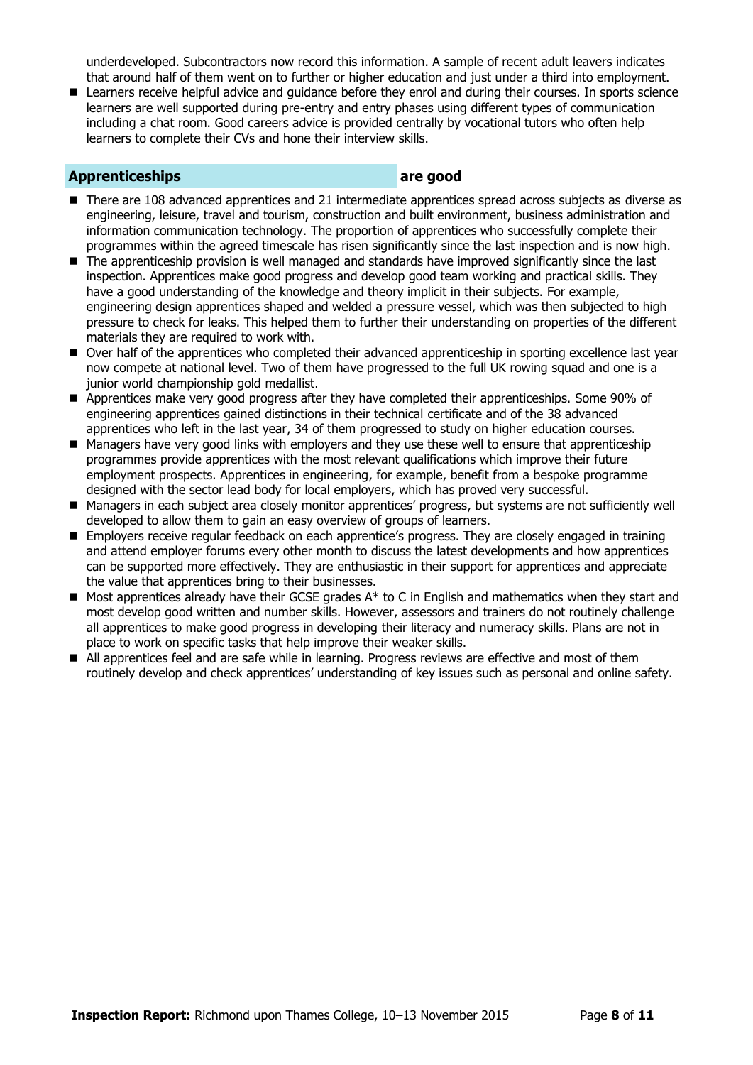underdeveloped. Subcontractors now record this information. A sample of recent adult leavers indicates that around half of them went on to further or higher education and just under a third into employment.

- Learners receive helpful advice and guidance before they enrol and during their courses. In sports science learners are well supported during pre-entry and entry phases using different types of communication including a chat room. Good careers advice is provided centrally by vocational tutors who often help learners to complete their CVs and hone their interview skills.

## Apprenticeships are good

- There are 108 advanced apprentices and 21 intermediate apprentices spread across subjects as diverse as engineering, leisure, travel and tourism, construction and built environment, business administration and information communication technology. The proportion of apprentices who successfully complete their programmes within the agreed timescale has risen significantly since the last inspection and is now high.
- The apprenticeship provision is well managed and standards have improved significantly since the last inspection. Apprentices make good progress and develop good team working and practical skills. They have a good understanding of the knowledge and theory implicit in their subjects. For example, engineering design apprentices shaped and welded a pressure vessel, which was then subjected to high pressure to check for leaks. This helped them to further their understanding on properties of the different materials they are required to work with.
- Over half of the apprentices who completed their advanced apprenticeship in sporting excellence last year now compete at national level. Two of them have progressed to the full UK rowing squad and one is a junior world championship gold medallist.
- Apprentices make very good progress after they have completed their apprenticeships. Some 90% of engineering apprentices gained distinctions in their technical certificate and of the 38 advanced apprentices who left in the last year, 34 of them progressed to study on higher education courses.
- Managers have very good links with employers and they use these well to ensure that apprenticeship programmes provide apprentices with the most relevant qualifications which improve their future employment prospects. Apprentices in engineering, for example, benefit from a bespoke programme designed with the sector lead body for local employers, which has proved very successful.
- Managers in each subject area closely monitor apprentices' progress, but systems are not sufficiently well developed to allow them to gain an easy overview of groups of learners.
- Employers receive regular feedback on each apprentice's progress. They are closely engaged in training and attend employer forums every other month to discuss the latest developments and how apprentices can be supported more effectively. They are enthusiastic in their support for apprentices and appreciate the value that apprentices bring to their businesses.
- Most apprentices already have their GCSE grades A* to C in English and mathematics when they start and most develop good written and number skills. However, assessors and trainers do not routinely challenge all apprentices to make good progress in developing their literacy and numeracy skills. Plans are not in place to work on specific tasks that help improve their weaker skills.
- All apprentices feel and are safe while in learning. Progress reviews are effective and most of them routinely develop and check apprentices' understanding of key issues such as personal and online safety.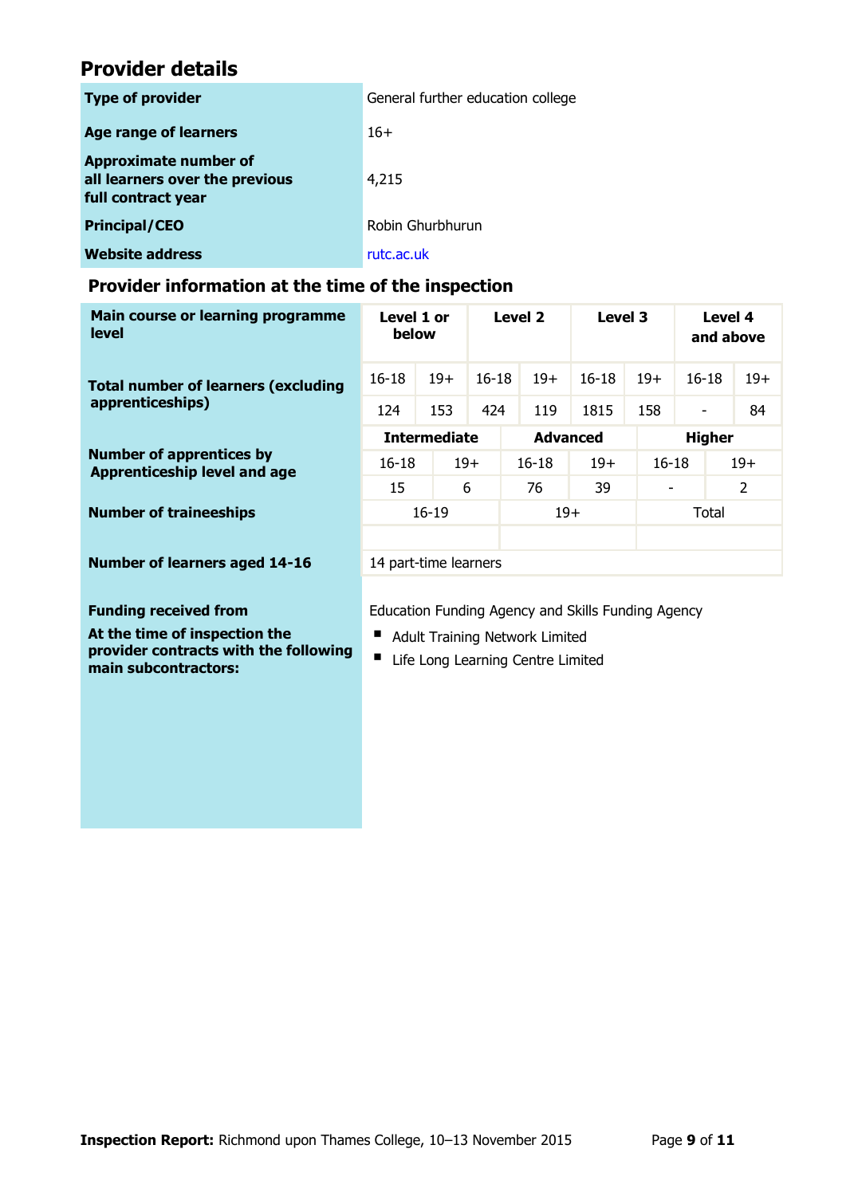## Provider details

| | |
|---|---|
| **Type of provider** | General further education college |
| **Age range of learners** | 16+ |
| **Approximate number of all learners over the previous full contract year** | 4,215 |
| **Principal/CEO** | Robin Ghurbhurun |
| **Website address** | rutc.ac.uk |

### Provider information at the time of the inspection

| **Main course or learning programme level** | **Level 1 or below** | | **Level 2** | | **Level 3** | | **Level 4 and above** | |
|---|---|---|---|---|---|---|---|---|
| **Total number of learners (excluding apprenticeships)** | 16-18 | 19+ | 16-18 | 19+ | 16-18 | 19+ | 16-18 | 19+ |
| | 124 | 153 | 424 | 119 | 1815 | 158 | - | 84 |

| | **Intermediate** | | **Advanced** | | **Higher** | |
|---|---|---|---|---|---|---|
| **Number of apprentices by Apprenticeship level and age** | 16-18 | 19+ | 16-18 | 19+ | 16-18 | 19+ |
| | 15 | 6 | 76 | 39 | - | 2 |

| **Number of traineeships** | 16-19 | 19+ | Total |
|---|---|---|---|
| | | | |

| | |
|---|---|
| **Number of learners aged 14-16** | 14 part-time learners |
| **Funding received from** | Education Funding Agency and Skills Funding Agency |
| **At the time of inspection the provider contracts with the following main subcontractors:** | ▪ Adult Training Network Limited<br>▪ Life Long Learning Centre Limited |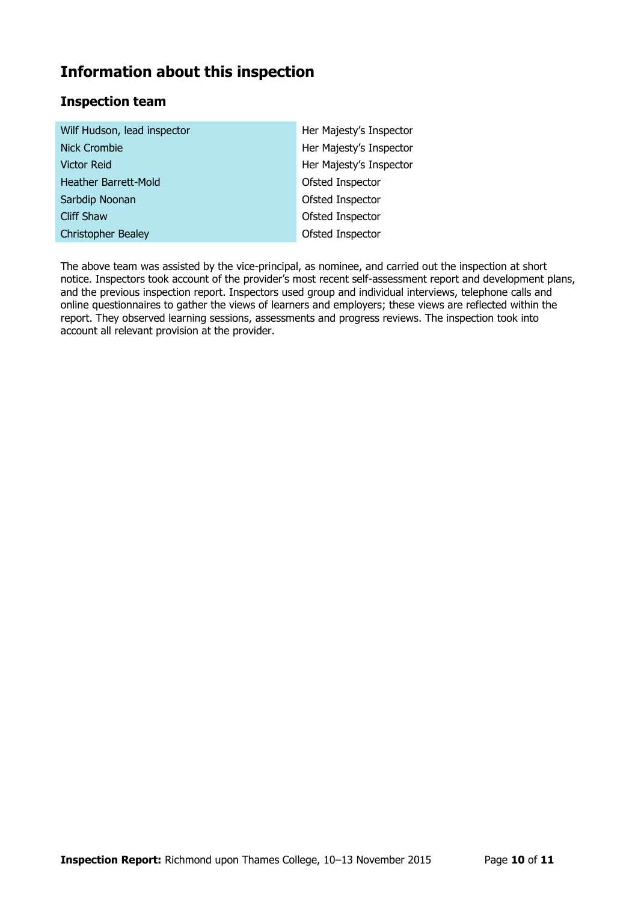## Information about this inspection

### Inspection team

| | |
|---|---|
| Wilf Hudson, lead inspector | Her Majesty's Inspector |
| Nick Crombie | Her Majesty's Inspector |
| Victor Reid | Her Majesty's Inspector |
| Heather Barrett-Mold | Ofsted Inspector |
| Sarbdip Noonan | Ofsted Inspector |
| Cliff Shaw | Ofsted Inspector |
| Christopher Bealey | Ofsted Inspector |

The above team was assisted by the vice-principal, as nominee, and carried out the inspection at short notice. Inspectors took account of the provider's most recent self-assessment report and development plans, and the previous inspection report. Inspectors used group and individual interviews, telephone calls and online questionnaires to gather the views of learners and employers; these views are reflected within the report. They observed learning sessions, assessments and progress reviews. The inspection took into account all relevant provision at the provider.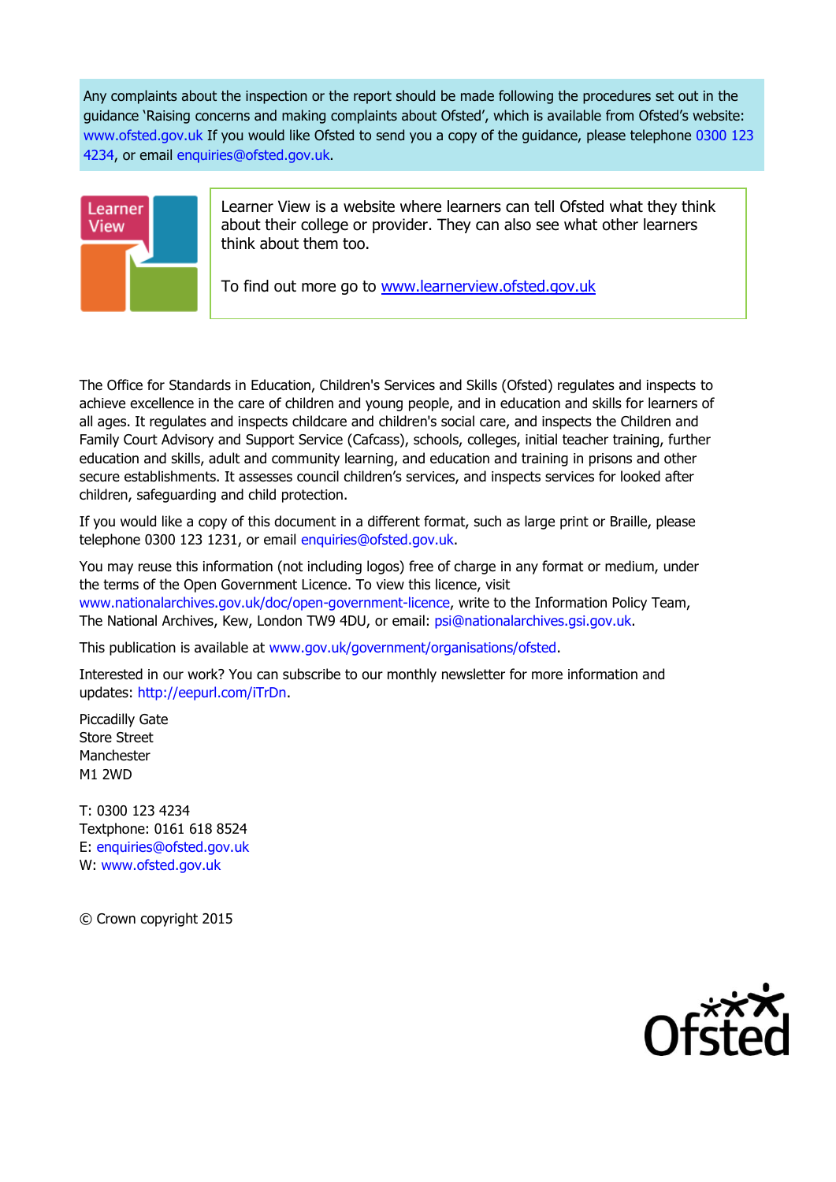Any complaints about the inspection or the report should be made following the procedures set out in the guidance 'Raising concerns and making complaints about Ofsted', which is available from Ofsted's website: www.ofsted.gov.uk If you would like Ofsted to send you a copy of the guidance, please telephone 0300 123 4234, or email enquiries@ofsted.gov.uk.

Learner View is a website where learners can tell Ofsted what they think about their college or provider. They can also see what other learners think about them too.

To find out more go to www.learnerview.ofsted.gov.uk

The Office for Standards in Education, Children's Services and Skills (Ofsted) regulates and inspects to achieve excellence in the care of children and young people, and in education and skills for learners of all ages. It regulates and inspects childcare and children's social care, and inspects the Children and Family Court Advisory and Support Service (Cafcass), schools, colleges, initial teacher training, further education and skills, adult and community learning, and education and training in prisons and other secure establishments. It assesses council children's services, and inspects services for looked after children, safeguarding and child protection.

If you would like a copy of this document in a different format, such as large print or Braille, please telephone 0300 123 1231, or email enquiries@ofsted.gov.uk.

You may reuse this information (not including logos) free of charge in any format or medium, under the terms of the Open Government Licence. To view this licence, visit www.nationalarchives.gov.uk/doc/open-government-licence, write to the Information Policy Team, The National Archives, Kew, London TW9 4DU, or email: psi@nationalarchives.gsi.gov.uk.

This publication is available at www.gov.uk/government/organisations/ofsted.

Interested in our work? You can subscribe to our monthly newsletter for more information and updates: http://eepurl.com/iTrDn.

Piccadilly Gate
Store Street
Manchester
M1 2WD

T: 0300 123 4234
Textphone: 0161 618 8524
E: enquiries@ofsted.gov.uk
W: www.ofsted.gov.uk

© Crown copyright 2015